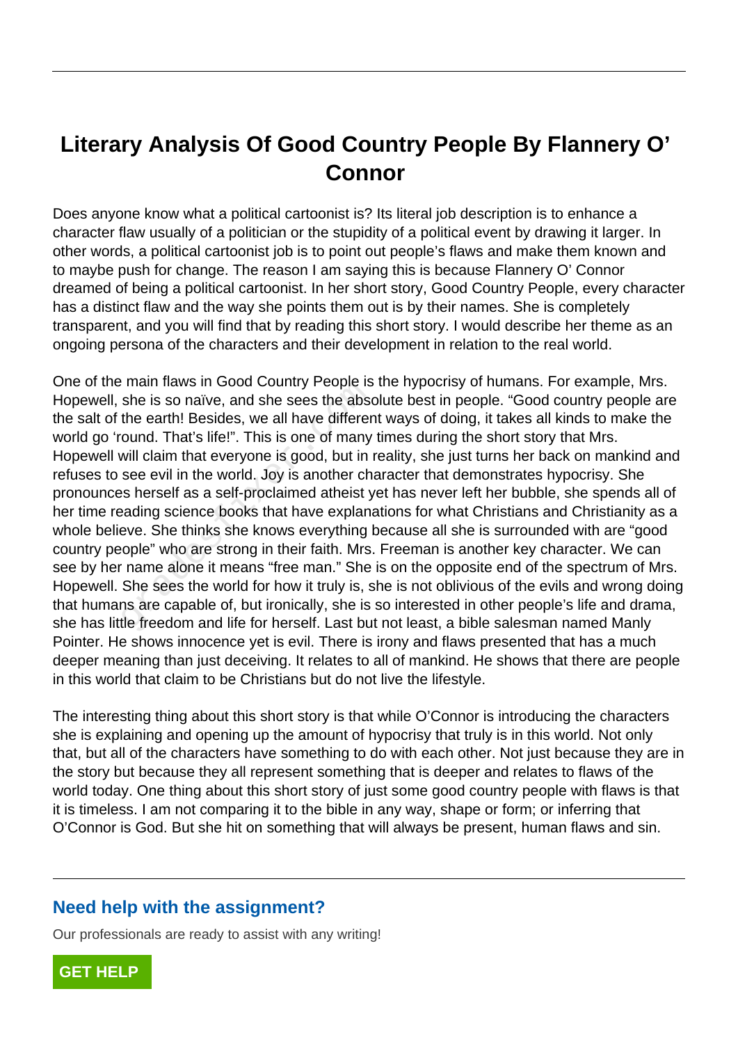# Literary Analysis Of Good Country People By Flannery O' Connor

Does anyone know what a political cartoonist is? Its literal job description is to enhance a character flaw usually of a politician or the stupidity of a political event by drawing it larger. In other words, a political cartoonist job is to point out people's flaws and make them known and to maybe push for change. The reason I am saying this is because Flannery O' Connor dreamed of being a political cartoonist. In her short story, Good Country People, every character has a distinct flaw and the way she points them out is by their names. She is completely transparent, and you will find that by reading this short story. I would describe her theme as an ongoing persona of the characters and their development in relation to the real world.

One of the main flaws in Good Country People is the hypocrisy of humans. For example, Mrs. Hopewell, she is so naïve, and she sees the absolute best in people. "Good country people are the salt of the earth! Besides, we all have different ways of doing, it takes all kinds to make the world go 'round. That's life!". This is one of many times during the short story that Mrs. Hopewell will claim that everyone is good, but in reality, she just turns her back on mankind and refuses to see evil in the world. Joy is another character that demonstrates hypocrisy. She pronounces herself as a self-proclaimed atheist yet has never left her bubble, she spends all of her time reading science books that have explanations for what Christians and Christianity as a whole believe. She thinks she knows everything because all she is surrounded with are "good country people" who are strong in their faith. Mrs. Freeman is another key character. We can see by her name alone it means "free man." She is on the opposite end of the spectrum of Mrs. Hopewell. She sees the world for how it truly is, she is not oblivious of the evils and wrong doing that humans are capable of, but ironically, she is so interested in other people's life and drama, she has little freedom and life for herself. Last but not least, a bible salesman named Manly Pointer. He shows innocence yet is evil. There is irony and flaws presented that has a much deeper meaning than just deceiving. It relates to all of mankind. He shows that there are people in this world that claim to be Christians but do not live the lifestyle.

The interesting thing about this short story is that while O'Connor is introducing the characters she is explaining and opening up the amount of hypocrisy that truly is in this world. Not only that, but all of the characters have something to do with each other. Not just because they are in the story but because they all represent something that is deeper and relates to flaws of the world today. One thing about this short story of just some good country people with flaws is that it is timeless. I am not comparing it to the bible in any way, shape or form; or inferring that O'Connor is God. But she hit on something that will always be present, human flaws and sin.

## Need help with the assignment?

Our professionals are ready to assist with any writing!

GET HELP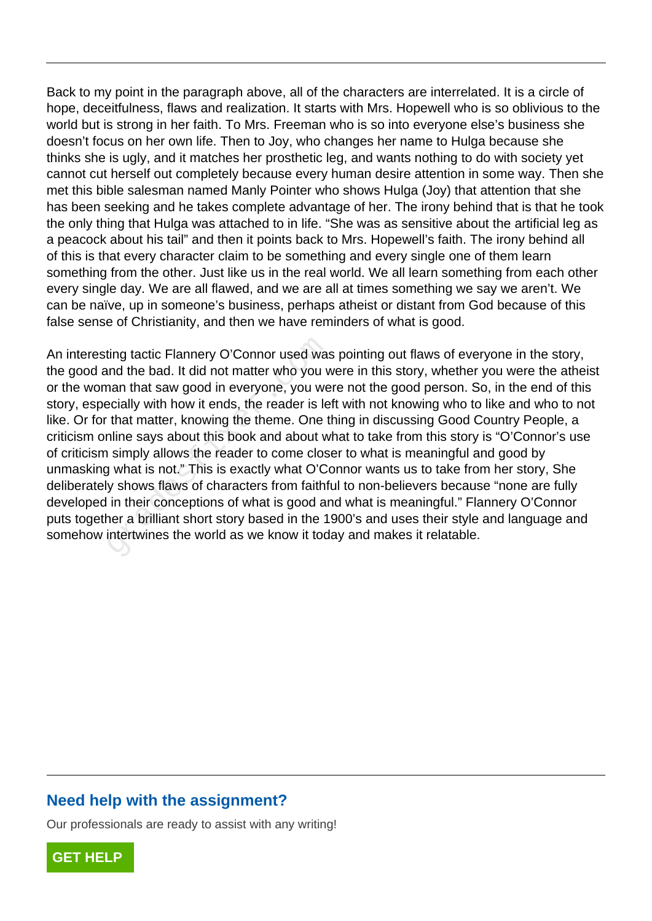Back to my point in the paragraph above, all of the characters are interrelated. It is a circle of hope, deceitfulness, flaws and realization. It starts with Mrs. Hopewell who is so oblivious to the world but is strong in her faith. To Mrs. Freeman who is so into everyone else's business she doesn't focus on her own life. Then to Joy, who changes her name to Hulga because she thinks she is ugly, and it matches her prosthetic leg, and wants nothing to do with society yet cannot cut herself out completely because every human desire attention in some way. Then she met this bible salesman named Manly Pointer who shows Hulga (Joy) that attention that she has been seeking and he takes complete advantage of her. The irony behind that is that he took the only thing that Hulga was attached to in life. "She was as sensitive about the artificial leg as a peacock about his tail" and then it points back to Mrs. Hopewell's faith. The irony behind all of this is that every character claim to be something and every single one of them learn something from the other. Just like us in the real world. We all learn something from each other every single day. We are all flawed, and we are all at times something we say we aren't. We can be naïve, up in someone's business, perhaps atheist or distant from God because of this false sense of Christianity, and then we have reminders of what is good.

An interesting tactic Flannery O'Connor used was pointing out flaws of everyone in the story, the good and the bad. It did not matter who you were in this story, whether you were the atheist or the woman that saw good in everyone, you were not the good person. So, in the end of this story, especially with how it ends, the reader is left with not knowing who to like and who to not like. Or for that matter, knowing the theme. One thing in discussing Good Country People, a criticism online says about this book and about what to take from this story is "O'Connor's use of criticism simply allows the reader to come closer to what is meaningful and good by unmasking what is not." This is exactly what O'Connor wants us to take from her story, She deliberately shows flaws of characters from faithful to non-believers because "none are fully developed in their conceptions of what is good and what is meaningful." Flannery O'Connor puts together a brilliant short story based in the 1900's and uses their style and language and somehow intertwines the world as we know it today and makes it relatable.